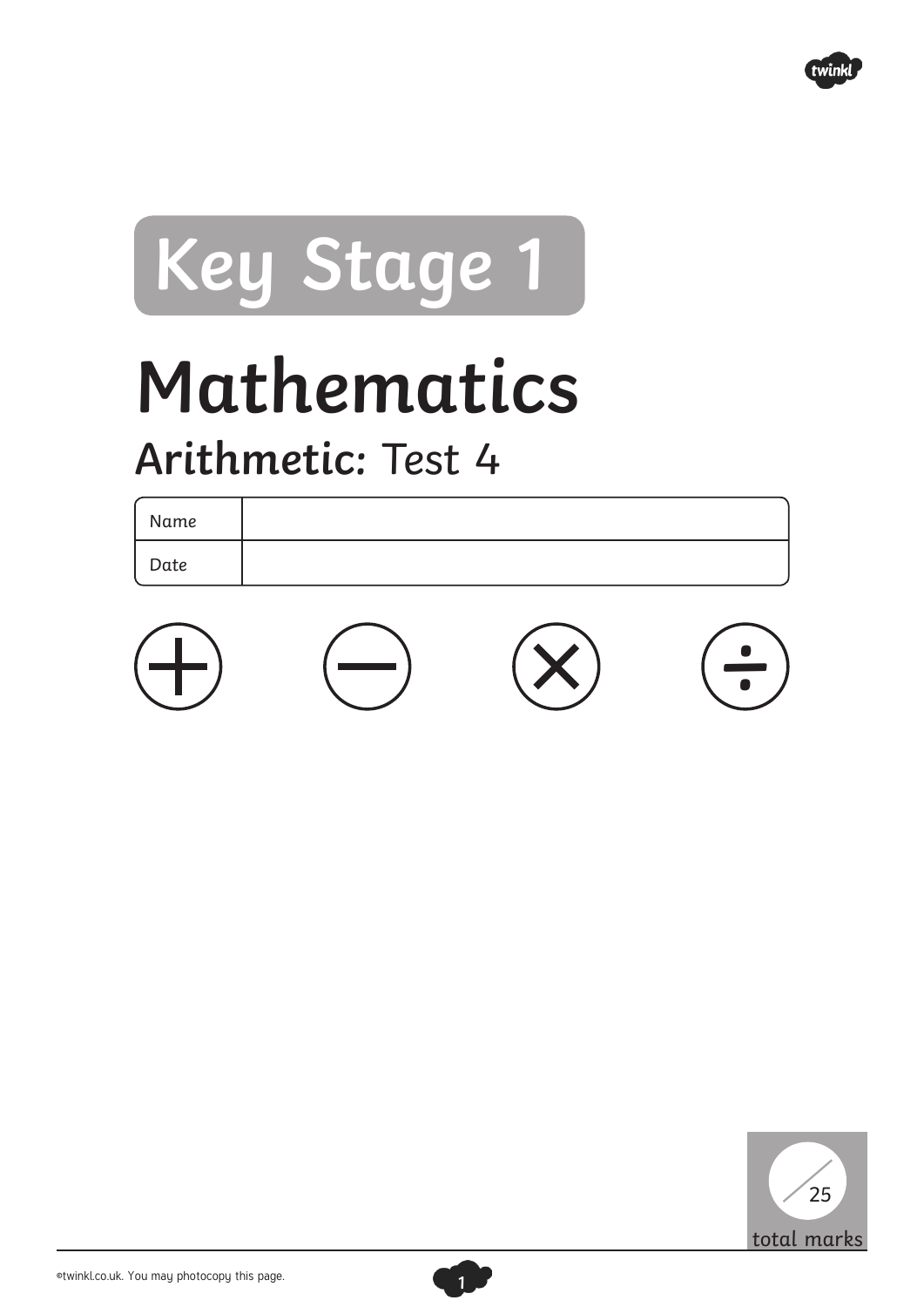# Key Stage 1

# Mathematics

## **Arithmetic:** Test 4

| | |
|---|---|
| Name | |
| Date | |

$+$ $-$ $\times$ $\div$

/25

total marks

©twinkl.co.uk. You may photocopy this page.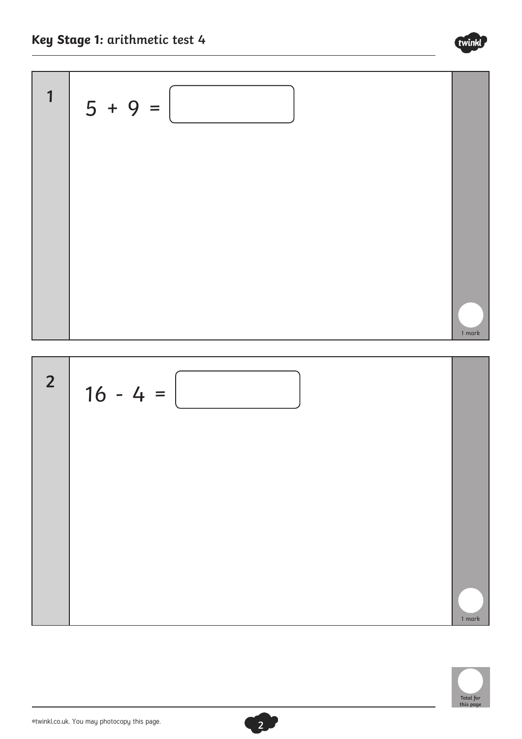## Key Stage 1: arithmetic test 4

**1**

$5 + 9 =$ ☐

1 mark

**2**

$16 - 4 =$ ☐

1 mark

Total for this page

©twinkl.co.uk. You may photocopy this page.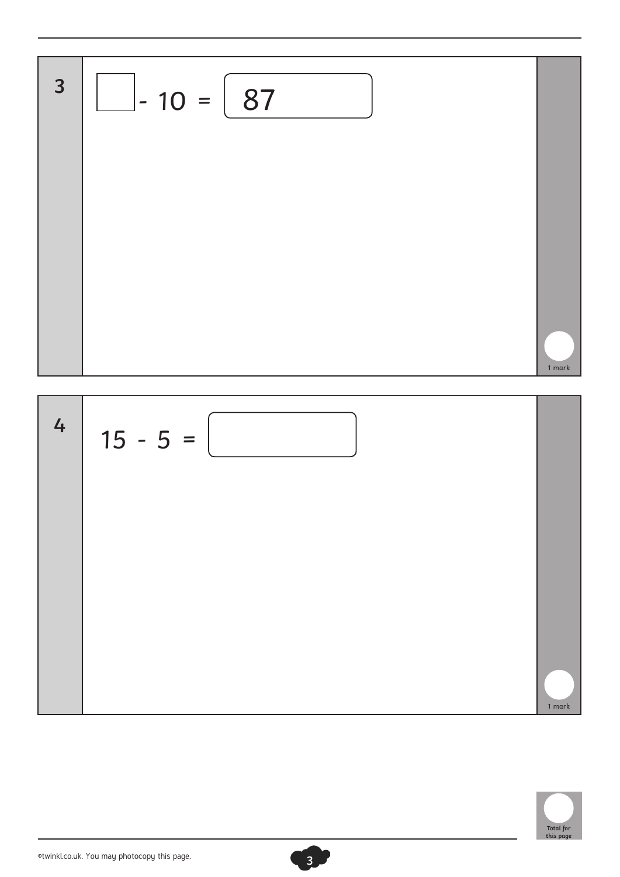**3**

$\square - 10 = 87$

1 mark

**4**

$15 - 5 = \square$

1 mark

Total for this page

©twinkl.co.uk. You may photocopy this page.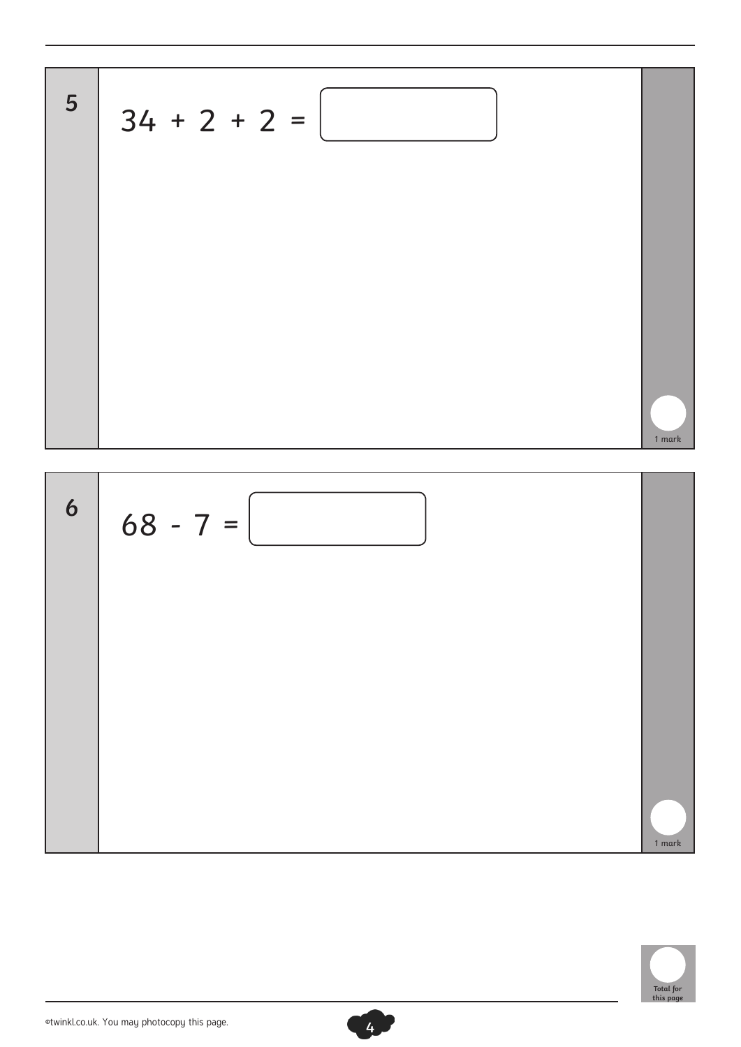**5**

$34 + 2 + 2 =$ ☐

1 mark

**6**

$68 - 7 =$ ☐

1 mark

Total for this page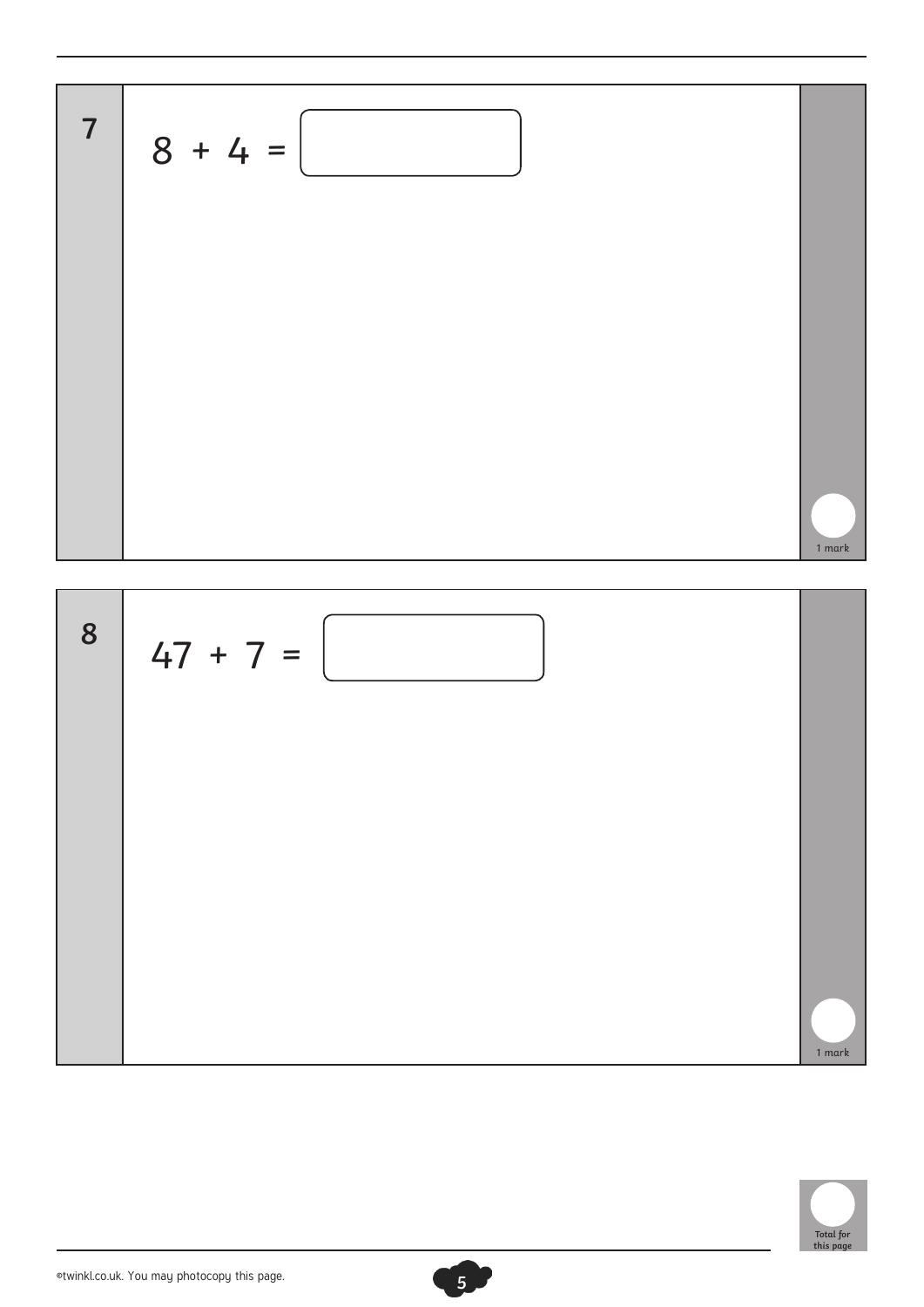**7**

$8 + 4 =$ ☐

1 mark

**8**

$47 + 7 =$ ☐

1 mark

Total for this page

©twinkl.co.uk. You may photocopy this page.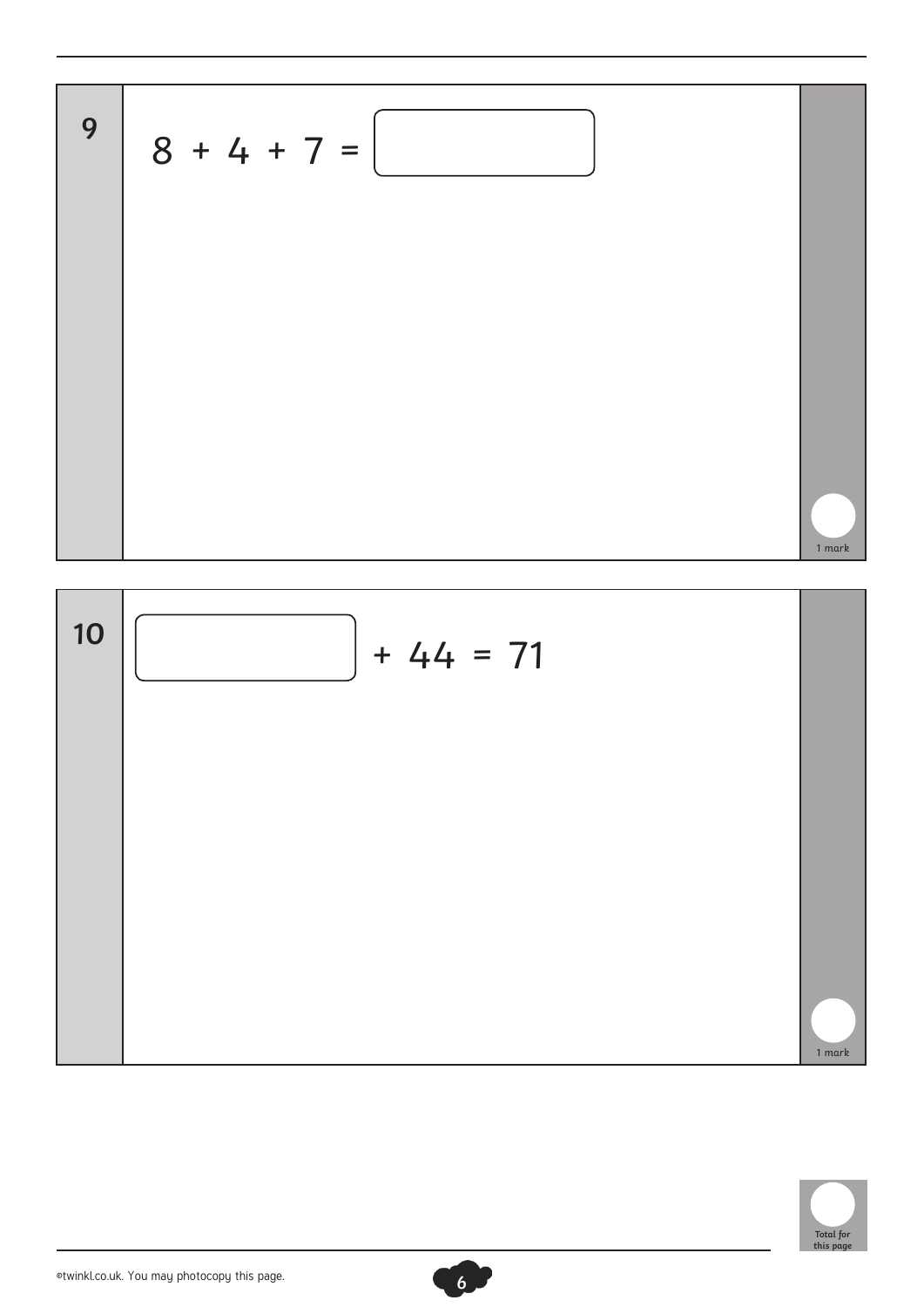**9**

$8 + 4 + 7 = \square$

1 mark

**10**

$\square + 44 = 71$

1 mark

Total for this page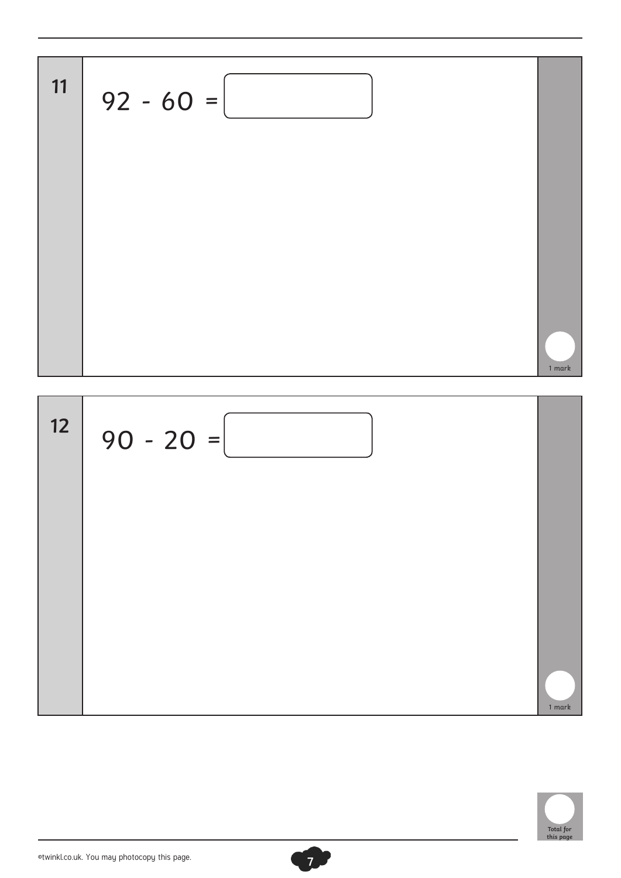**11**

$92 - 60 =$ ☐

1 mark

**12**

$90 - 20 =$ ☐

1 mark

Total for this page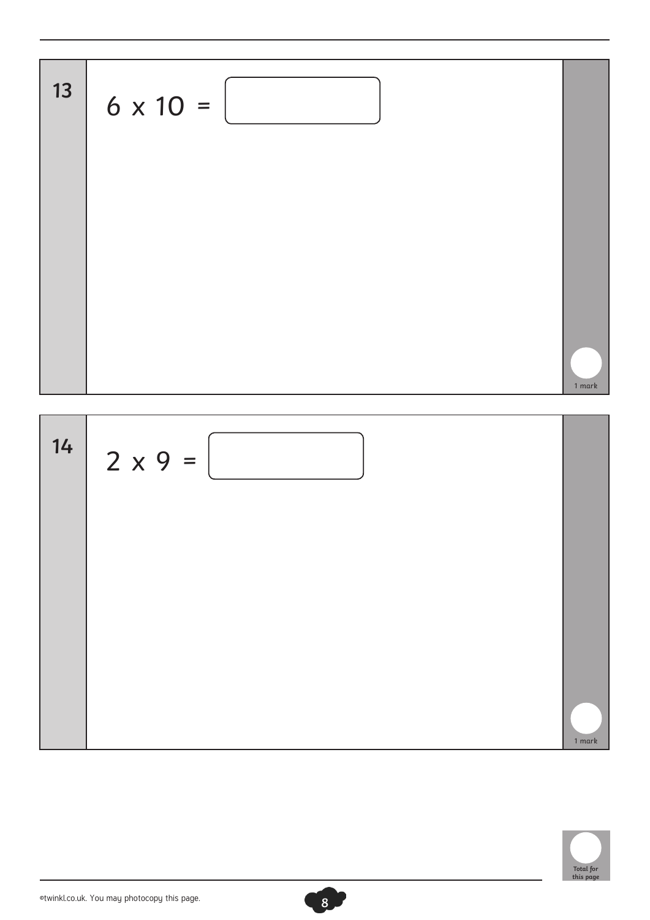**13**

$6 \times 10 =$ ☐

1 mark

**14**

$2 \times 9 =$ ☐

1 mark

Total for this page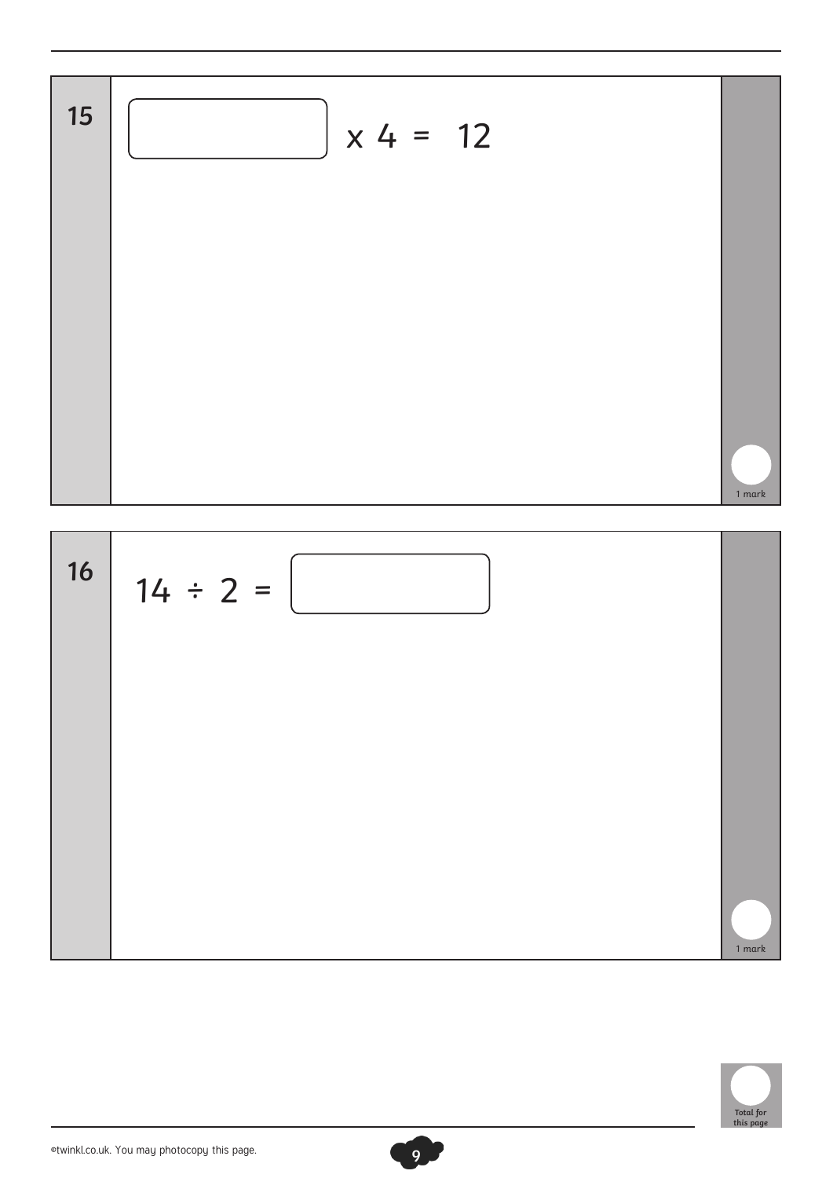**15**

$\square \times 4 = 12$

1 mark

**16**

$14 \div 2 = \square$

1 mark

Total for this page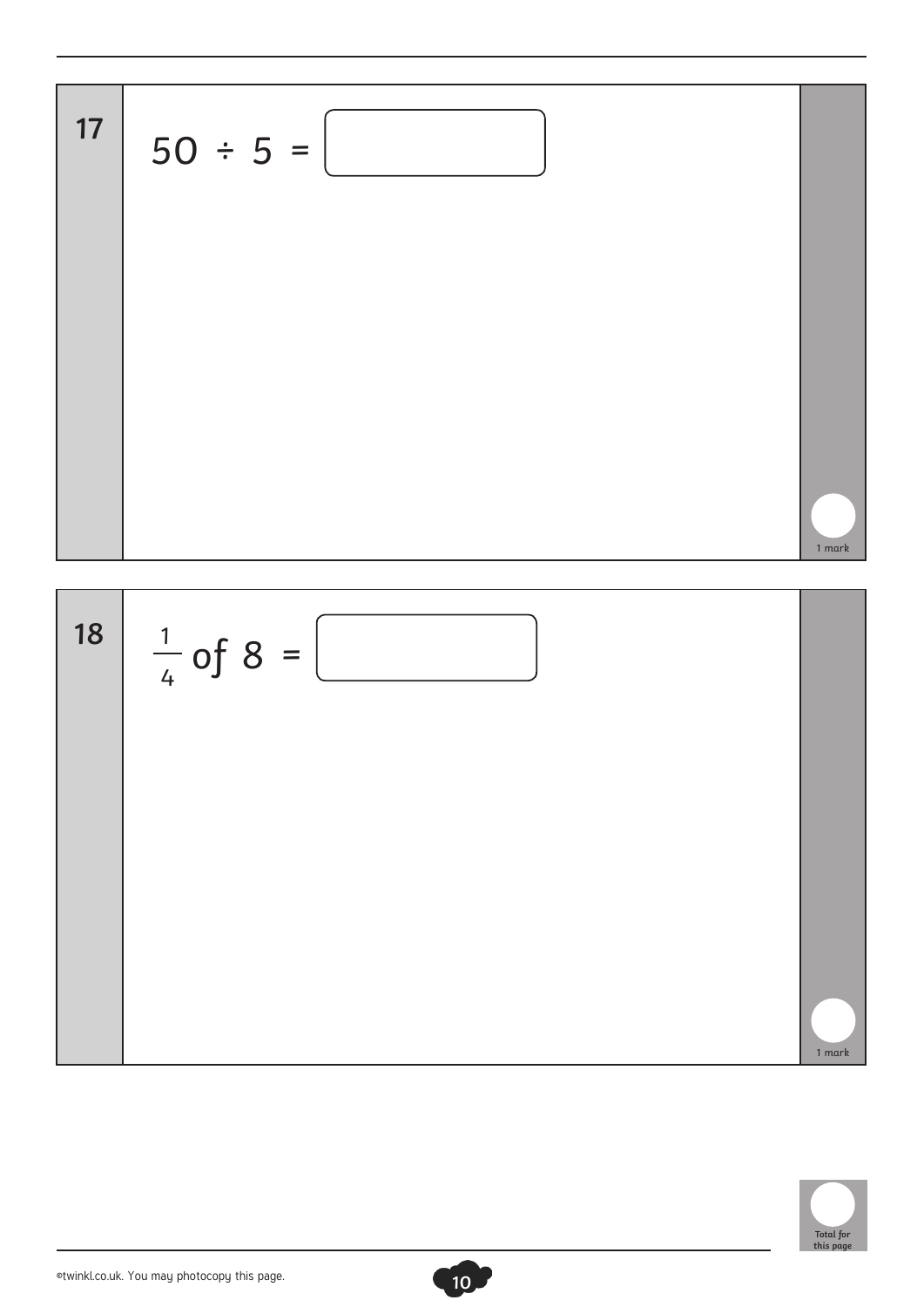**17**

$50 \div 5 =$ ☐

1 mark

**18**

$\frac{1}{4}$ of $8 =$ ☐

1 mark

Total for this page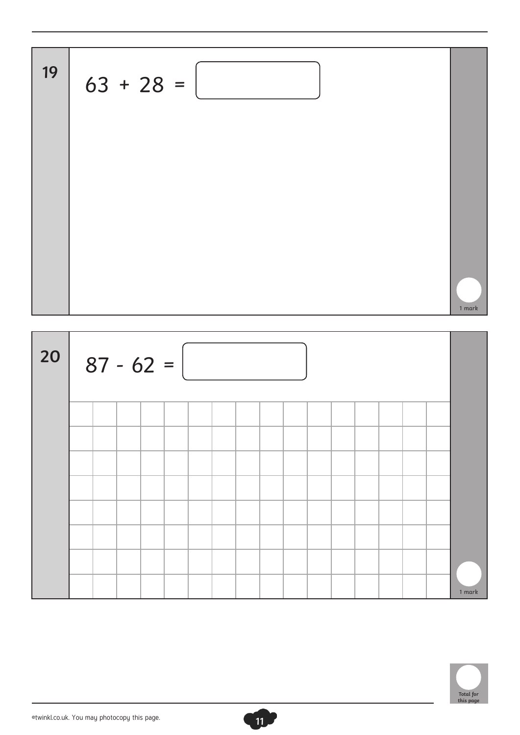**19**

$63 + 28 =$ ☐

1 mark

**20**

$87 - 62 =$ ☐

1 mark

Total for this page

©twinkl.co.uk. You may photocopy this page.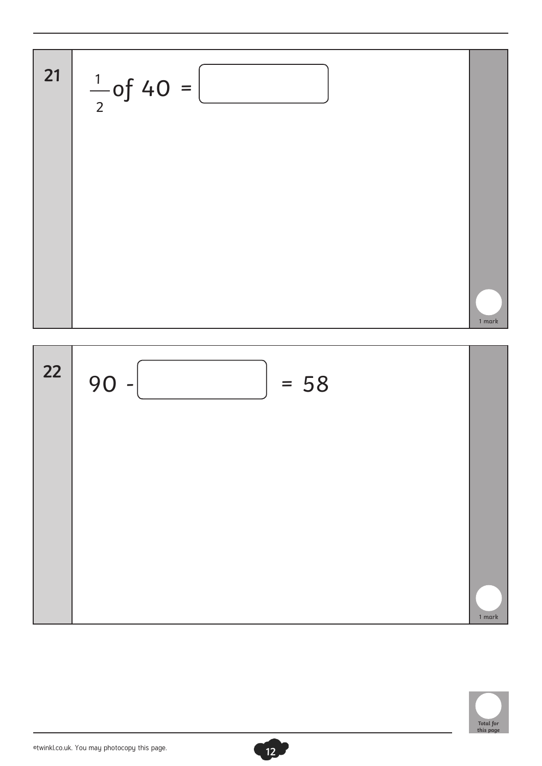**21**

$\frac{1}{2}$ of 40 = ☐

1 mark

**22**

90 - ☐ = 58

1 mark

Total for this page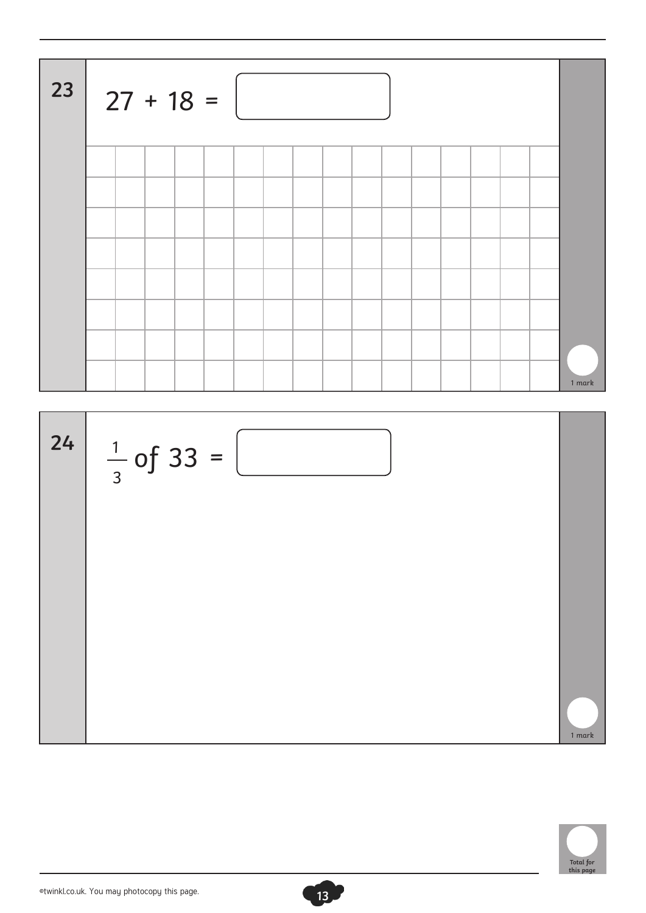**23**

$27 + 18 =$ ☐

1 mark

**24**

$\frac{1}{3}$ of $33 =$ ☐

1 mark

Total for this page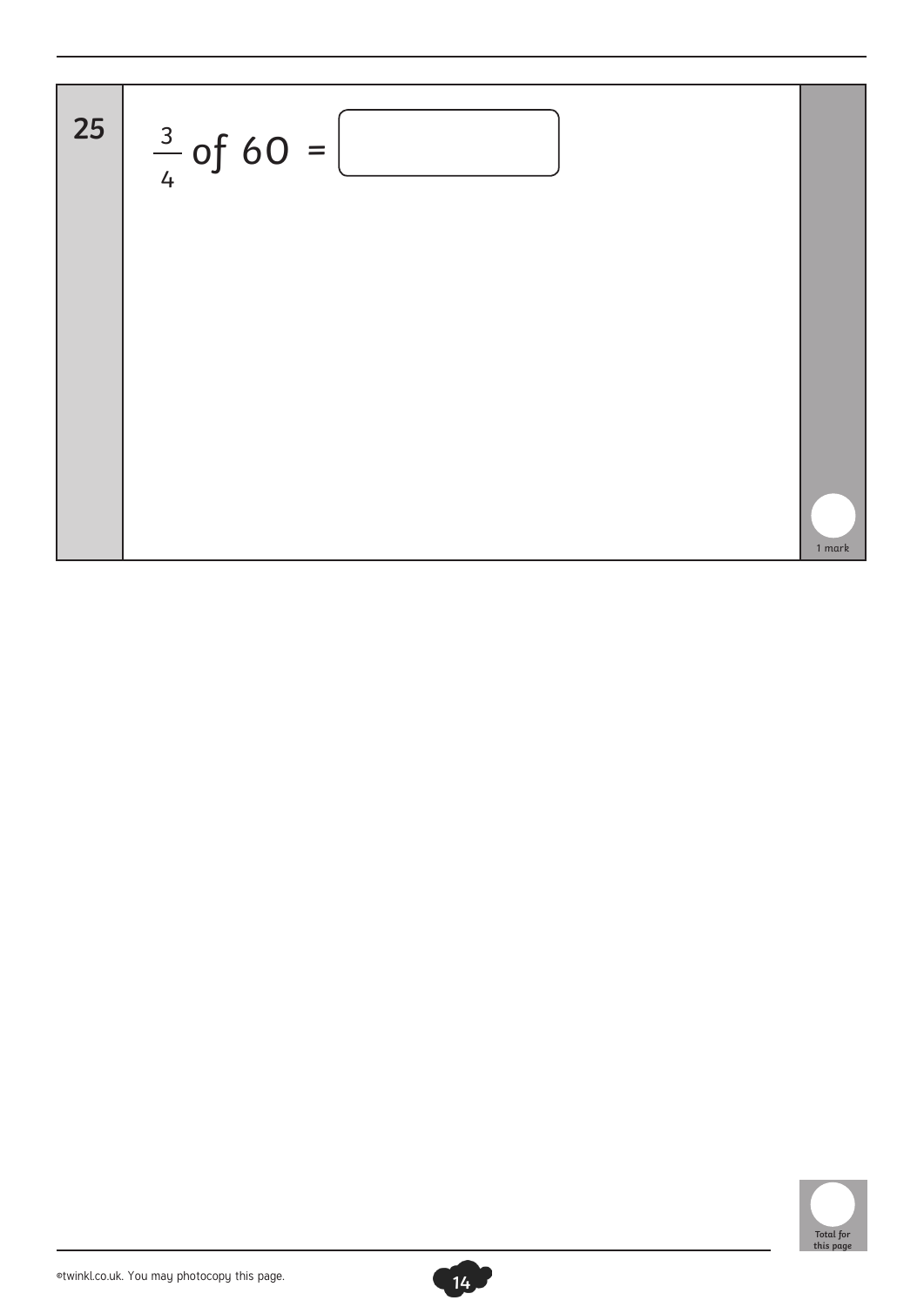**25** $\frac{3}{4}$ of 60 = ☐

1 mark

Total for this page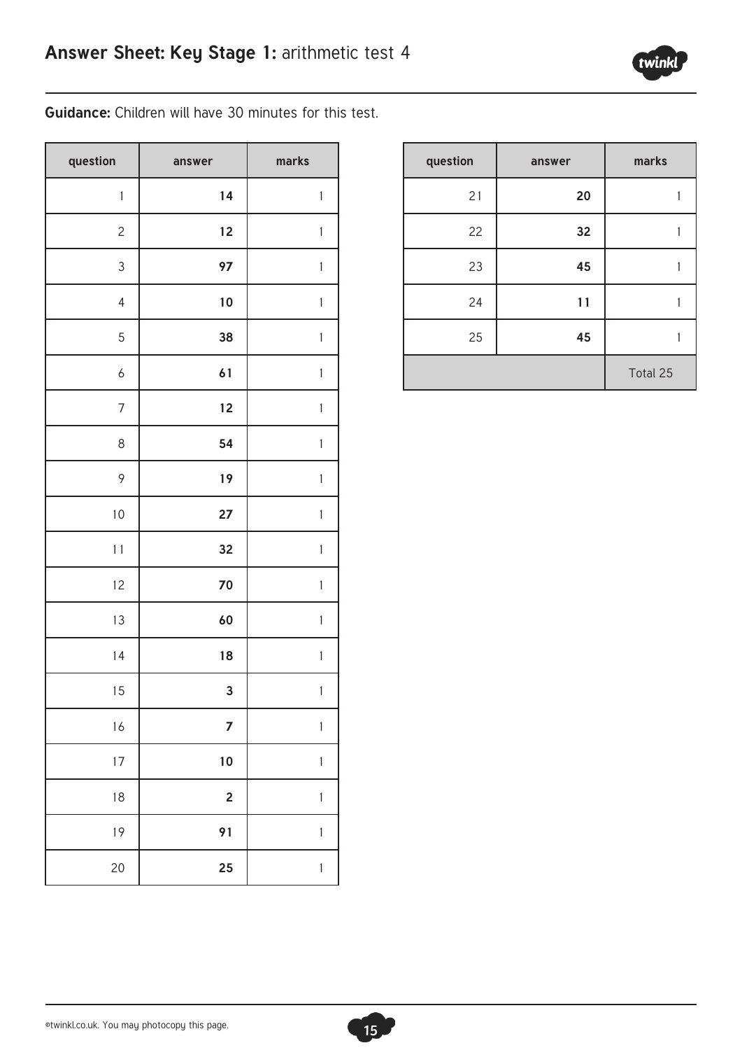# **Answer Sheet: Key Stage 1:** arithmetic test 4

**Guidance:** Children will have 30 minutes for this test.

| question | answer | marks |
|---|---|---|
| 1 | **14** | 1 |
| 2 | **12** | 1 |
| 3 | **97** | 1 |
| 4 | **10** | 1 |
| 5 | **38** | 1 |
| 6 | **61** | 1 |
| 7 | **12** | 1 |
| 8 | **54** | 1 |
| 9 | **19** | 1 |
| 10 | **27** | 1 |
| 11 | **32** | 1 |
| 12 | **70** | 1 |
| 13 | **60** | 1 |
| 14 | **18** | 1 |
| 15 | **3** | 1 |
| 16 | **7** | 1 |
| 17 | **10** | 1 |
| 18 | **2** | 1 |
| 19 | **91** | 1 |
| 20 | **25** | 1 |

| question | answer | marks |
|---|---|---|
| 21 | **20** | 1 |
| 22 | **32** | 1 |
| 23 | **45** | 1 |
| 24 | **11** | 1 |
| 25 | **45** | 1 |
| | | Total 25 |

©twinkl.co.uk. You may photocopy this page.